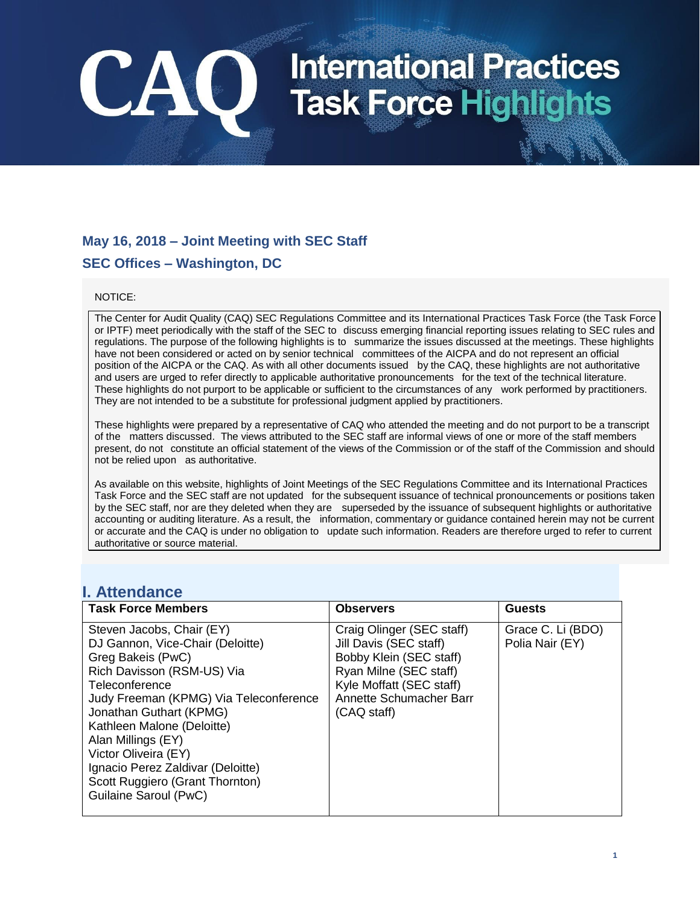# CAQ International Practices Task Force Highlights

## May 16, 2018 – Joint Meeting with SEC Staff

## SEC Offices – Washington, DC

NOTICE:

The Center for Audit Quality (CAQ) SEC Regulations Committee and its International Practices Task Force (the Task Force or IPTF) meet periodically with the staff of the SEC to discuss emerging financial reporting issues relating to SEC rules and regulations. The purpose of the following highlights is to summarize the issues discussed at the meetings. These highlights have not been considered or acted on by senior technical committees of the AICPA and do not represent an official position of the AICPA or the CAQ. As with all other documents issued by the CAQ, these highlights are not authoritative and users are urged to refer directly to applicable authoritative pronouncements for the text of the technical literature. These highlights do not purport to be applicable or sufficient to the circumstances of any work performed by practitioners. They are not intended to be a substitute for professional judgment applied by practitioners.

These highlights were prepared by a representative of CAQ who attended the meeting and do not purport to be a transcript of the matters discussed. The views attributed to the SEC staff are informal views of one or more of the staff members present, do not constitute an official statement of the views of the Commission or of the staff of the Commission and should not be relied upon as authoritative.

As available on this website, highlights of Joint Meetings of the SEC Regulations Committee and its International Practices Task Force and the SEC staff are not updated for the subsequent issuance of technical pronouncements or positions taken by the SEC staff, nor are they deleted when they are superseded by the issuance of subsequent highlights or authoritative accounting or auditing literature. As a result, the information, commentary or guidance contained herein may not be current or accurate and the CAQ is under no obligation to update such information. Readers are therefore urged to refer to current authoritative or source material.

## I. Attendance

| Task Force Members | Observers | Guests |
|---|---|---|
| Steven Jacobs, Chair (EY)<br>DJ Gannon, Vice-Chair (Deloitte)<br>Greg Bakeis (PwC)<br>Rich Davisson (RSM-US) Via Teleconference<br>Judy Freeman (KPMG) Via Teleconference<br>Jonathan Guthart (KPMG)<br>Kathleen Malone (Deloitte)<br>Alan Millings (EY)<br>Victor Oliveira (EY)<br>Ignacio Perez Zaldivar (Deloitte)<br>Scott Ruggiero (Grant Thornton)<br>Guilaine Saroul (PwC) | Craig Olinger (SEC staff)<br>Jill Davis (SEC staff)<br>Bobby Klein (SEC staff)<br>Ryan Milne (SEC staff)<br>Kyle Moffatt (SEC staff)<br>Annette Schumacher Barr (CAQ staff) | Grace C. Li (BDO)<br>Polia Nair (EY) |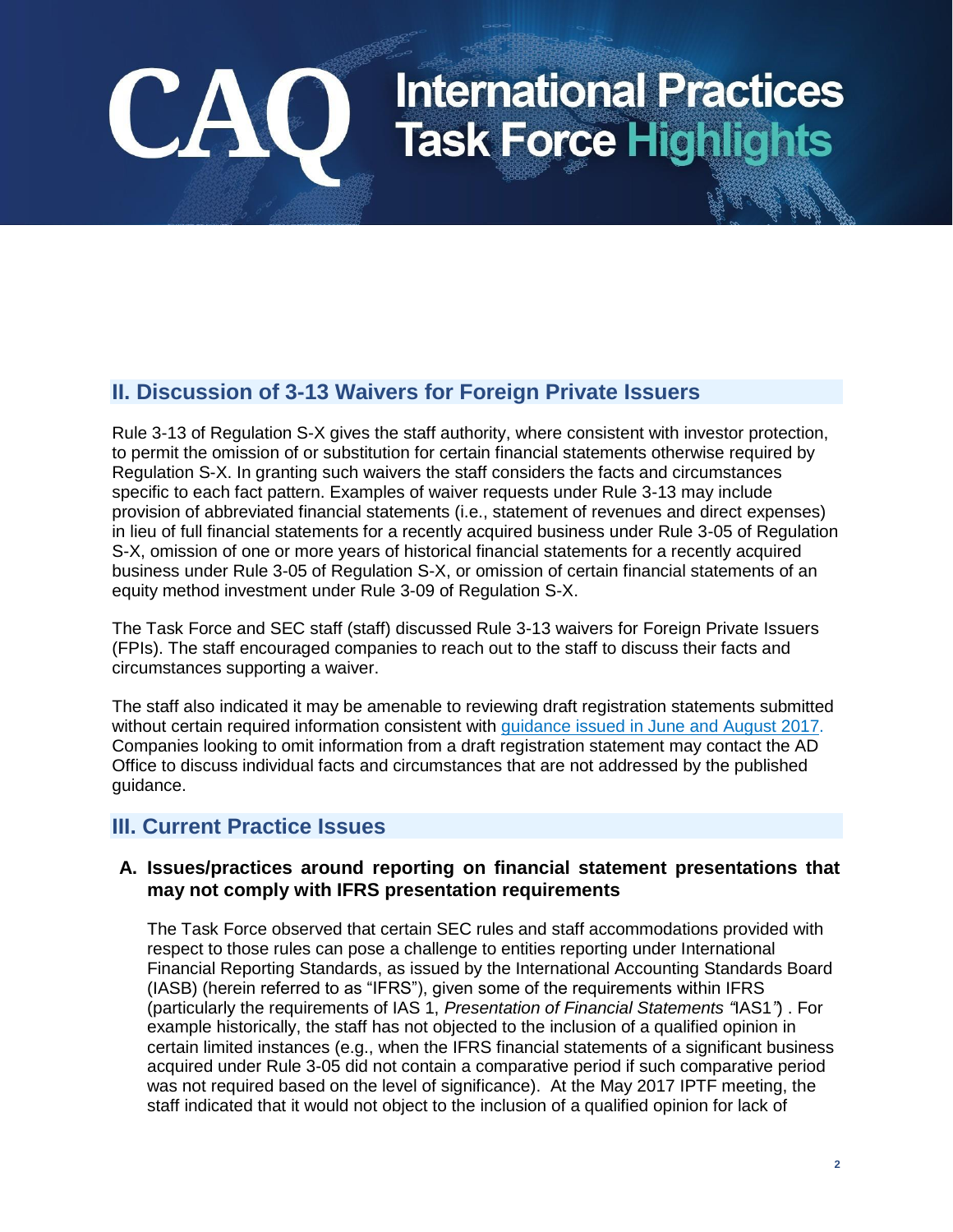## II. Discussion of 3-13 Waivers for Foreign Private Issuers

Rule 3-13 of Regulation S-X gives the staff authority, where consistent with investor protection, to permit the omission of or substitution for certain financial statements otherwise required by Regulation S-X. In granting such waivers the staff considers the facts and circumstances specific to each fact pattern. Examples of waiver requests under Rule 3-13 may include provision of abbreviated financial statements (i.e., statement of revenues and direct expenses) in lieu of full financial statements for a recently acquired business under Rule 3-05 of Regulation S-X, omission of one or more years of historical financial statements for a recently acquired business under Rule 3-05 of Regulation S-X, or omission of certain financial statements of an equity method investment under Rule 3-09 of Regulation S-X.

The Task Force and SEC staff (staff) discussed Rule 3-13 waivers for Foreign Private Issuers (FPIs). The staff encouraged companies to reach out to the staff to discuss their facts and circumstances supporting a waiver.

The staff also indicated it may be amenable to reviewing draft registration statements submitted without certain required information consistent with guidance issued in June and August 2017. Companies looking to omit information from a draft registration statement may contact the AD Office to discuss individual facts and circumstances that are not addressed by the published guidance.

## III. Current Practice Issues

### A. Issues/practices around reporting on financial statement presentations that may not comply with IFRS presentation requirements

The Task Force observed that certain SEC rules and staff accommodations provided with respect to those rules can pose a challenge to entities reporting under International Financial Reporting Standards, as issued by the International Accounting Standards Board (IASB) (herein referred to as "IFRS"), given some of the requirements within IFRS (particularly the requirements of IAS 1, *Presentation of Financial Statements* "IAS1") . For example historically, the staff has not objected to the inclusion of a qualified opinion in certain limited instances (e.g., when the IFRS financial statements of a significant business acquired under Rule 3-05 did not contain a comparative period if such comparative period was not required based on the level of significance). At the May 2017 IPTF meeting, the staff indicated that it would not object to the inclusion of a qualified opinion for lack of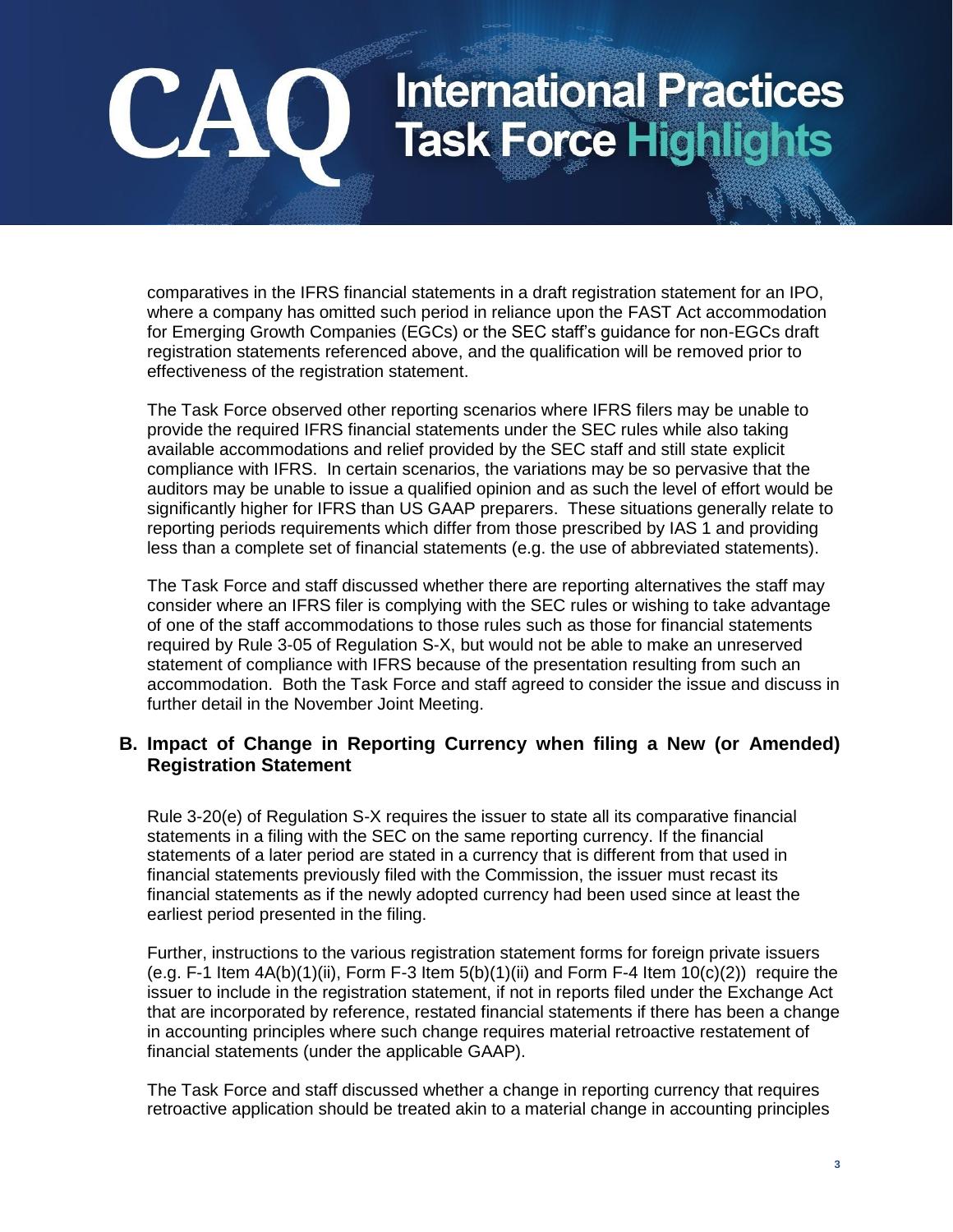comparatives in the IFRS financial statements in a draft registration statement for an IPO, where a company has omitted such period in reliance upon the FAST Act accommodation for Emerging Growth Companies (EGCs) or the SEC staff's guidance for non-EGCs draft registration statements referenced above, and the qualification will be removed prior to effectiveness of the registration statement.

The Task Force observed other reporting scenarios where IFRS filers may be unable to provide the required IFRS financial statements under the SEC rules while also taking available accommodations and relief provided by the SEC staff and still state explicit compliance with IFRS. In certain scenarios, the variations may be so pervasive that the auditors may be unable to issue a qualified opinion and as such the level of effort would be significantly higher for IFRS than US GAAP preparers. These situations generally relate to reporting periods requirements which differ from those prescribed by IAS 1 and providing less than a complete set of financial statements (e.g. the use of abbreviated statements).

The Task Force and staff discussed whether there are reporting alternatives the staff may consider where an IFRS filer is complying with the SEC rules or wishing to take advantage of one of the staff accommodations to those rules such as those for financial statements required by Rule 3-05 of Regulation S-X, but would not be able to make an unreserved statement of compliance with IFRS because of the presentation resulting from such an accommodation. Both the Task Force and staff agreed to consider the issue and discuss in further detail in the November Joint Meeting.

## B. Impact of Change in Reporting Currency when filing a New (or Amended) Registration Statement

Rule 3-20(e) of Regulation S-X requires the issuer to state all its comparative financial statements in a filing with the SEC on the same reporting currency. If the financial statements of a later period are stated in a currency that is different from that used in financial statements previously filed with the Commission, the issuer must recast its financial statements as if the newly adopted currency had been used since at least the earliest period presented in the filing.

Further, instructions to the various registration statement forms for foreign private issuers (e.g. F-1 Item 4A(b)(1)(ii), Form F-3 Item 5(b)(1)(ii) and Form F-4 Item 10(c)(2)) require the issuer to include in the registration statement, if not in reports filed under the Exchange Act that are incorporated by reference, restated financial statements if there has been a change in accounting principles where such change requires material retroactive restatement of financial statements (under the applicable GAAP).

The Task Force and staff discussed whether a change in reporting currency that requires retroactive application should be treated akin to a material change in accounting principles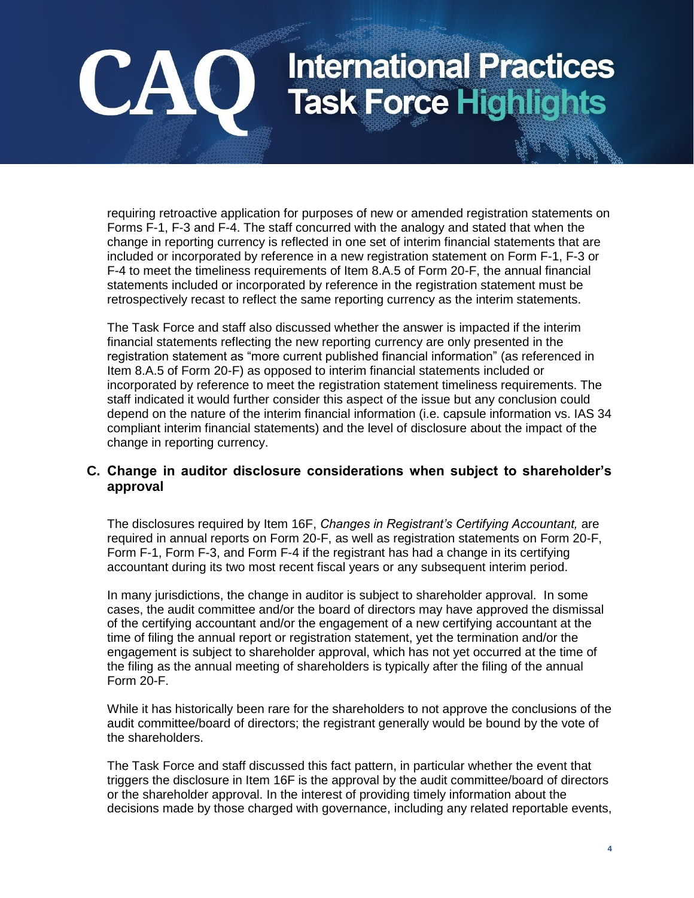requiring retroactive application for purposes of new or amended registration statements on Forms F-1, F-3 and F-4. The staff concurred with the analogy and stated that when the change in reporting currency is reflected in one set of interim financial statements that are included or incorporated by reference in a new registration statement on Form F-1, F-3 or F-4 to meet the timeliness requirements of Item 8.A.5 of Form 20-F, the annual financial statements included or incorporated by reference in the registration statement must be retrospectively recast to reflect the same reporting currency as the interim statements.

The Task Force and staff also discussed whether the answer is impacted if the interim financial statements reflecting the new reporting currency are only presented in the registration statement as "more current published financial information" (as referenced in Item 8.A.5 of Form 20-F) as opposed to interim financial statements included or incorporated by reference to meet the registration statement timeliness requirements. The staff indicated it would further consider this aspect of the issue but any conclusion could depend on the nature of the interim financial information (i.e. capsule information vs. IAS 34 compliant interim financial statements) and the level of disclosure about the impact of the change in reporting currency.

## C. Change in auditor disclosure considerations when subject to shareholder's approval

The disclosures required by Item 16F, *Changes in Registrant's Certifying Accountant,* are required in annual reports on Form 20-F, as well as registration statements on Form 20-F, Form F-1, Form F-3, and Form F-4 if the registrant has had a change in its certifying accountant during its two most recent fiscal years or any subsequent interim period.

In many jurisdictions, the change in auditor is subject to shareholder approval. In some cases, the audit committee and/or the board of directors may have approved the dismissal of the certifying accountant and/or the engagement of a new certifying accountant at the time of filing the annual report or registration statement, yet the termination and/or the engagement is subject to shareholder approval, which has not yet occurred at the time of the filing as the annual meeting of shareholders is typically after the filing of the annual Form 20-F.

While it has historically been rare for the shareholders to not approve the conclusions of the audit committee/board of directors; the registrant generally would be bound by the vote of the shareholders.

The Task Force and staff discussed this fact pattern, in particular whether the event that triggers the disclosure in Item 16F is the approval by the audit committee/board of directors or the shareholder approval. In the interest of providing timely information about the decisions made by those charged with governance, including any related reportable events,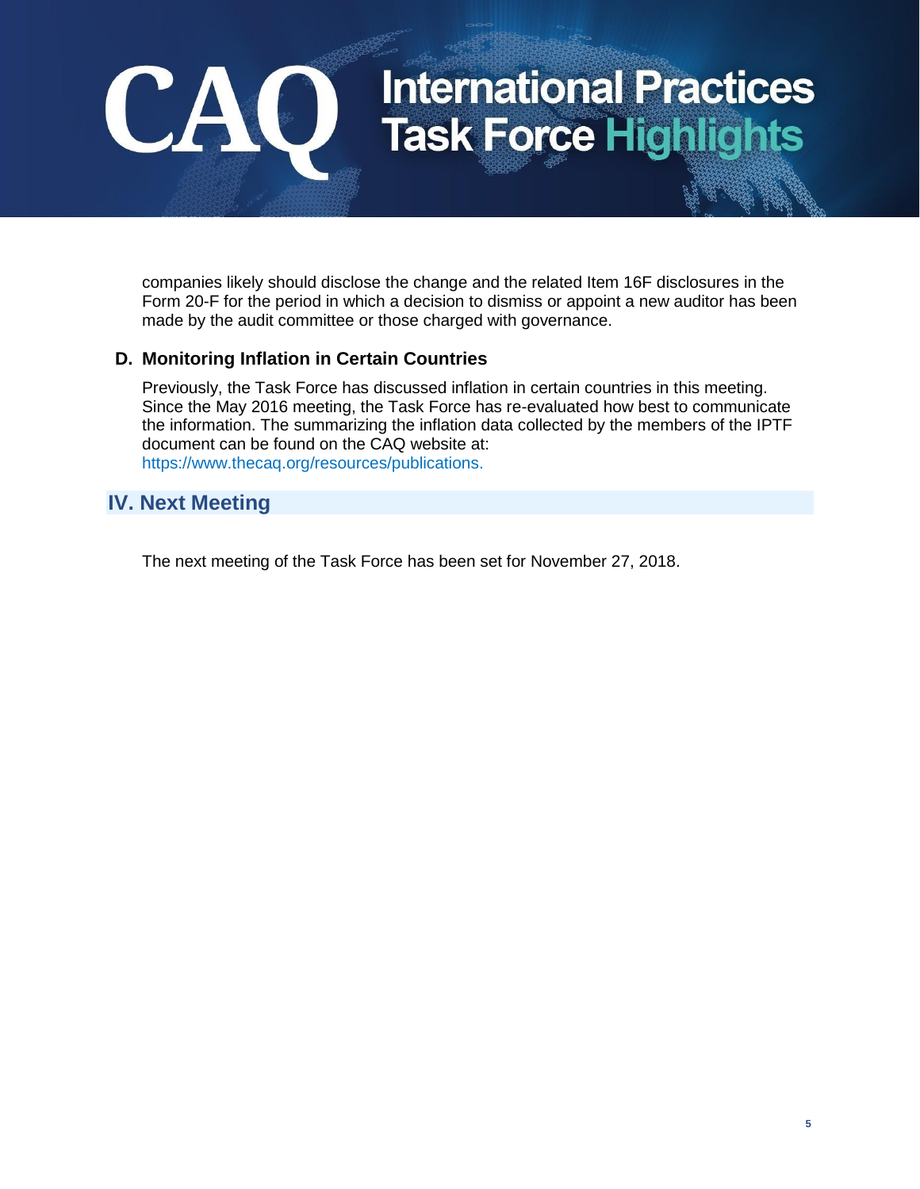companies likely should disclose the change and the related Item 16F disclosures in the Form 20-F for the period in which a decision to dismiss or appoint a new auditor has been made by the audit committee or those charged with governance.

### D. Monitoring Inflation in Certain Countries

Previously, the Task Force has discussed inflation in certain countries in this meeting. Since the May 2016 meeting, the Task Force has re-evaluated how best to communicate the information. The summarizing the inflation data collected by the members of the IPTF document can be found on the CAQ website at: https://www.thecaq.org/resources/publications.

## IV. Next Meeting

The next meeting of the Task Force has been set for November 27, 2018.